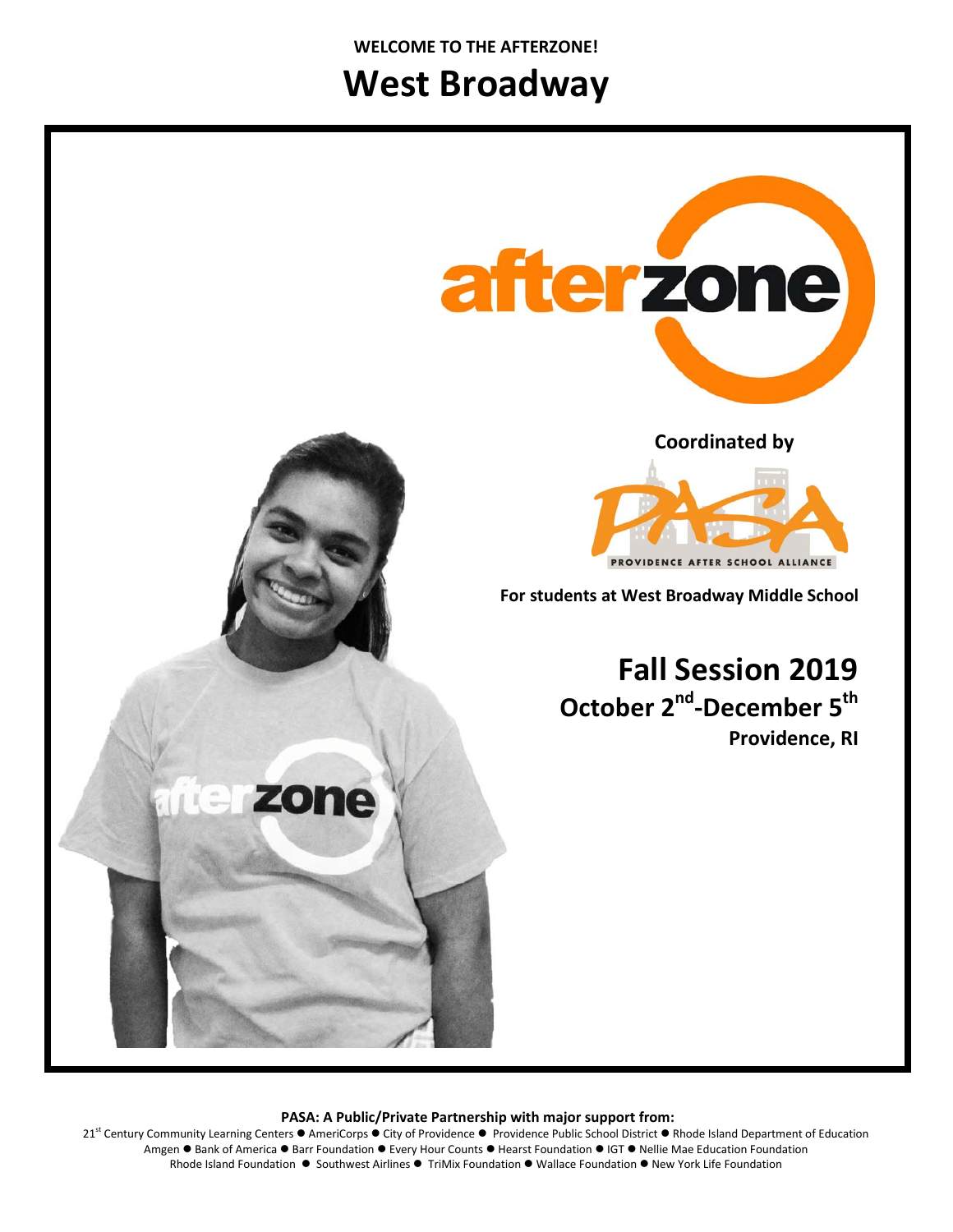**WELCOME TO THE AFTERZONE!**

# West Broadway

afterzone

**Coordinated by**

PASA

PROVIDENCE AFTER SCHOOL ALLIANCE

**For students at West Broadway Middle School**

## Fall Session 2019

### October 2nd-December 5th

**Providence, RI**

**PASA: A Public/Private Partnership with major support from:**

21st Century Community Learning Centers ● AmeriCorps ● City of Providence ● Providence Public School District ● Rhode Island Department of Education
Amgen ● Bank of America ● Barr Foundation ● Every Hour Counts ● Hearst Foundation ● IGT ● Nellie Mae Education Foundation
Rhode Island Foundation ● Southwest Airlines ● TriMix Foundation ● Wallace Foundation ● New York Life Foundation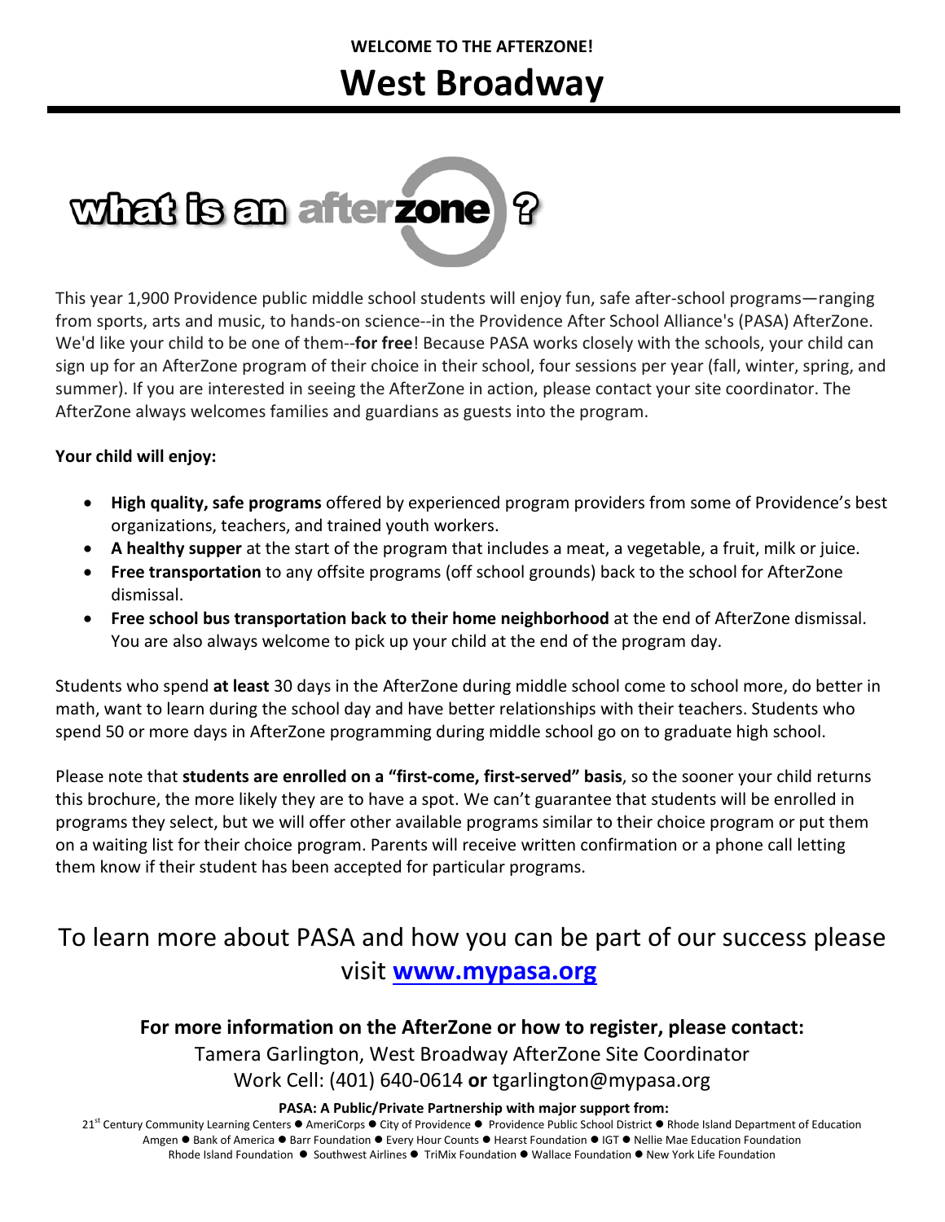**WELCOME TO THE AFTERZONE!**

# West Broadway

## what is an afterzone ?

This year 1,900 Providence public middle school students will enjoy fun, safe after-school programs—ranging from sports, arts and music, to hands-on science--in the Providence After School Alliance's (PASA) AfterZone. We'd like your child to be one of them--**for free**! Because PASA works closely with the schools, your child can sign up for an AfterZone program of their choice in their school, four sessions per year (fall, winter, spring, and summer). If you are interested in seeing the AfterZone in action, please contact your site coordinator. The AfterZone always welcomes families and guardians as guests into the program.

**Your child will enjoy:**

- **High quality, safe programs** offered by experienced program providers from some of Providence's best organizations, teachers, and trained youth workers.
- **A healthy supper** at the start of the program that includes a meat, a vegetable, a fruit, milk or juice.
- **Free transportation** to any offsite programs (off school grounds) back to the school for AfterZone dismissal.
- **Free school bus transportation back to their home neighborhood** at the end of AfterZone dismissal. You are also always welcome to pick up your child at the end of the program day.

Students who spend **at least** 30 days in the AfterZone during middle school come to school more, do better in math, want to learn during the school day and have better relationships with their teachers. Students who spend 50 or more days in AfterZone programming during middle school go on to graduate high school.

Please note that **students are enrolled on a "first-come, first-served" basis**, so the sooner your child returns this brochure, the more likely they are to have a spot. We can't guarantee that students will be enrolled in programs they select, but we will offer other available programs similar to their choice program or put them on a waiting list for their choice program. Parents will receive written confirmation or a phone call letting them know if their student has been accepted for particular programs.

To learn more about PASA and how you can be part of our success please visit **[www.mypasa.org](http://www.mypasa.org)**

**For more information on the AfterZone or how to register, please contact:**

Tamera Garlington, West Broadway AfterZone Site Coordinator

Work Cell: (401) 640-0614 **or** tgarlington@mypasa.org

**PASA: A Public/Private Partnership with major support from:**

21st Century Community Learning Centers ● AmeriCorps ● City of Providence ● Providence Public School District ● Rhode Island Department of Education
Amgen ● Bank of America ● Barr Foundation ● Every Hour Counts ● Hearst Foundation ● IGT ● Nellie Mae Education Foundation
Rhode Island Foundation ● Southwest Airlines ● TriMix Foundation ● Wallace Foundation ● New York Life Foundation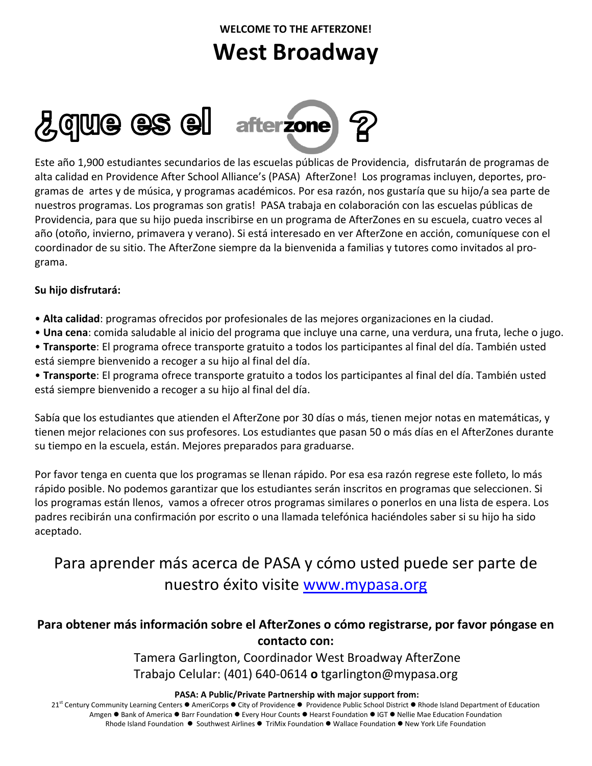**WELCOME TO THE AFTERZONE!**

# West Broadway

## ¿que es el afterzone ?

Este año 1,900 estudiantes secundarios de las escuelas públicas de Providencia, disfrutarán de programas de alta calidad en Providence After School Alliance's (PASA) AfterZone! Los programas incluyen, deportes, programas de artes y de música, y programas académicos. Por esa razón, nos gustaría que su hijo/a sea parte de nuestros programas. Los programas son gratis! PASA trabaja en colaboración con las escuelas públicas de Providencia, para que su hijo pueda inscribirse en un programa de AfterZones en su escuela, cuatro veces al año (otoño, invierno, primavera y verano). Si está interesado en ver AfterZone en acción, comuníquese con el coordinador de su sitio. The AfterZone siempre da la bienvenida a familias y tutores como invitados al programa.

**Su hijo disfrutará:**

- **Alta calidad**: programas ofrecidos por profesionales de las mejores organizaciones en la ciudad.
- **Una cena**: comida saludable al inicio del programa que incluye una carne, una verdura, una fruta, leche o jugo.
- **Transporte**: El programa ofrece transporte gratuito a todos los participantes al final del día. También usted está siempre bienvenido a recoger a su hijo al final del día.
- **Transporte**: El programa ofrece transporte gratuito a todos los participantes al final del día. También usted está siempre bienvenido a recoger a su hijo al final del día.

Sabía que los estudiantes que atienden el AfterZone por 30 días o más, tienen mejor notas en matemáticas, y tienen mejor relaciones con sus profesores. Los estudiantes que pasan 50 o más días en el AfterZones durante su tiempo en la escuela, están. Mejores preparados para graduarse.

Por favor tenga en cuenta que los programas se llenan rápido. Por esa esa razón regrese este folleto, lo más rápido posible. No podemos garantizar que los estudiantes serán inscritos en programas que seleccionen. Si los programas están llenos, vamos a ofrecer otros programas similares o ponerlos en una lista de espera. Los padres recibirán una confirmación por escrito o una llamada telefónica haciéndoles saber si su hijo ha sido aceptado.

Para aprender más acerca de PASA y cómo usted puede ser parte de nuestro éxito visite www.mypasa.org

**Para obtener más información sobre el AfterZones o cómo registrarse, por favor póngase en contacto con:**

Tamera Garlington, Coordinador West Broadway AfterZone
Trabajo Celular: (401) 640-0614 **o** tgarlington@mypasa.org

**PASA: A Public/Private Partnership with major support from:**

21st Century Community Learning Centers ● AmeriCorps ● City of Providence ● Providence Public School District ● Rhode Island Department of Education
Amgen ● Bank of America ● Barr Foundation ● Every Hour Counts ● Hearst Foundation ● IGT ● Nellie Mae Education Foundation
Rhode Island Foundation ● Southwest Airlines ● TriMix Foundation ● Wallace Foundation ● New York Life Foundation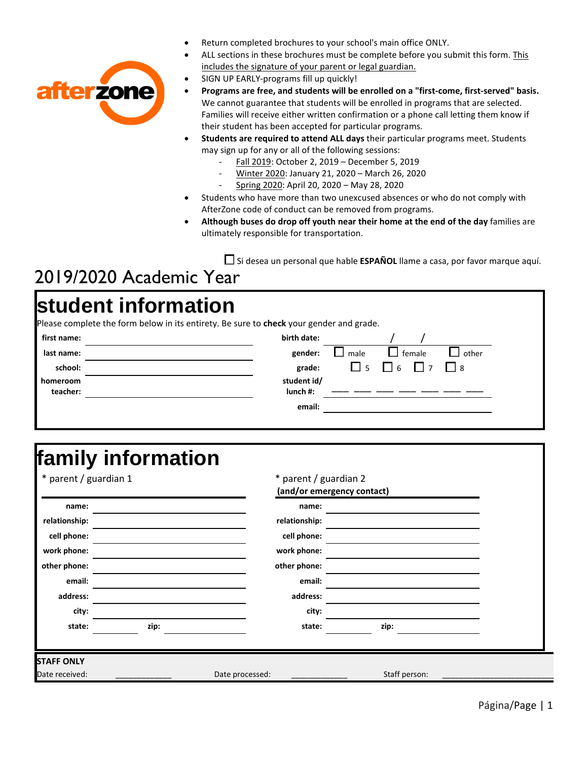afterzone

- Return completed brochures to your school's main office ONLY.
- ALL sections in these brochures must be complete before you submit this form. <u>This includes the signature of your parent or legal guardian.</u>
- SIGN UP EARLY-programs fill up quickly!
- **Programs are free, and students will be enrolled on a "first-come, first-served" basis.** We cannot guarantee that students will be enrolled in programs that are selected. Families will receive either written confirmation or a phone call letting them know if their student has been accepted for particular programs.
- **Students are required to attend ALL days** their particular programs meet. Students may sign up for any or all of the following sessions:
  - <u>Fall 2019</u>: October 2, 2019 – December 5, 2019
  - <u>Winter 2020</u>: January 21, 2020 – March 26, 2020
  - <u>Spring 2020</u>: April 20, 2020 – May 28, 2020
- Students who have more than two unexcused absences or who do not comply with AfterZone code of conduct can be removed from programs.
- **Although buses do drop off youth near their home at the end of the day** families are ultimately responsible for transportation.

☐ Si desea un personal que hable **ESPAÑOL** llame a casa, por favor marque aquí.

# 2019/2020 Academic Year

## student information

Please complete the form below in its entirety. Be sure to **check** your gender and grade.

**first name:** ____________________ **birth date:** ____ / ____ / ____

**last name:** ____________________ **gender:** ☐ male ☐ female ☐ other

**school:** ____________________ **grade:** ☐ 5 ☐ 6 ☐ 7 ☐ 8

**homeroom teacher:** ____________________ **student id/ lunch #:** ___ ___ ___ ___ ___ ___ ___

**email:** ____________________

## family information

| * parent / guardian 1 | | * parent / guardian 2 (and/or emergency contact) | |
|---|---|---|---|
| **name:** | | **name:** | |
| **relationship:** | | **relationship:** | |
| **cell phone:** | | **cell phone:** | |
| **work phone:** | | **work phone:** | |
| **other phone:** | | **other phone:** | |
| **email:** | | **email:** | |
| **address:** | | **address:** | |
| **city:** | | **city:** | |
| **state:** | **zip:** | **state:** | **zip:** |

**STAFF ONLY**

Date received: ____________ Date processed: ____________ Staff person: ________________________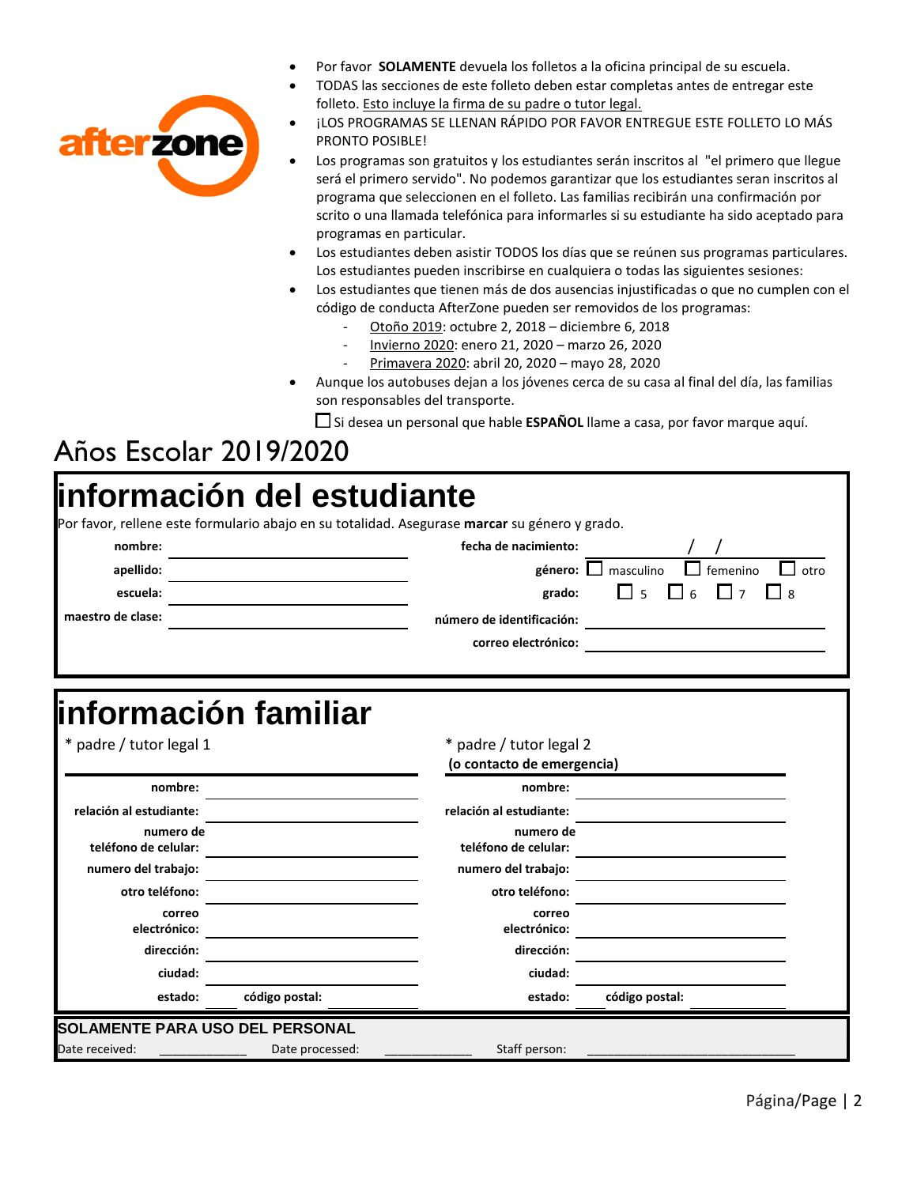afterzone

- Por favor **SOLAMENTE** devuela los folletos a la oficina principal de su escuela.
- TODAS las secciones de este folleto deben estar completas antes de entregar este folleto. Esto incluye la firma de su padre o tutor legal.
- ¡LOS PROGRAMAS SE LLENAN RÁPIDO POR FAVOR ENTREGUE ESTE FOLLETO LO MÁS PRONTO POSIBLE!
- Los programas son gratuitos y los estudiantes serán inscritos al "el primero que llegue será el primero servido". No podemos garantizar que los estudiantes seran inscritos al programa que seleccionen en el folleto. Las familias recibirán una confirmación por scrito o una llamada telefónica para informarles si su estudiante ha sido aceptado para programas en particular.
- Los estudiantes deben asistir TODOS los días que se reúnen sus programas particulares. Los estudiantes pueden inscribirse en cualquiera o todas las siguientes sesiones:
- Los estudiantes que tienen más de dos ausencias injustificadas o que no cumplen con el código de conducta AfterZone pueden ser removidos de los programas:
  - Otoño 2019: octubre 2, 2018 – diciembre 6, 2018
  - Invierno 2020: enero 21, 2020 – marzo 26, 2020
  - Primavera 2020: abril 20, 2020 – mayo 28, 2020
- Aunque los autobuses dejan a los jóvenes cerca de su casa al final del día, las familias son responsables del transporte.

☐ Si desea un personal que hable **ESPAÑOL** llame a casa, por favor marque aquí.

# Años Escolar 2019/2020

## información del estudiante

Por favor, rellene este formulario abajo en su totalidad. Asegurase **marcar** su género y grado.

**nombre:** ______________________ **fecha de nacimiento:** ____ / ____ / ____

**apellido:** ______________________ **género:** ☐ masculino ☐ femenino ☐ otro

**escuela:** ______________________ **grado:** ☐ 5 ☐ 6 ☐ 7 ☐ 8

**maestro de clase:** ______________________ **número de identificación:** ______________________

**correo electrónico:** ______________________

## información familiar

| * padre / tutor legal 1 | | * padre / tutor legal 2 **(o contacto de emergencia)** | |
|---|---|---|---|
| **nombre:** | | **nombre:** | |
| **relación al estudiante:** | | **relación al estudiante:** | |
| **numero de teléfono de celular:** | | **numero de teléfono de celular:** | |
| **numero del trabajo:** | | **numero del trabajo:** | |
| **otro teléfono:** | | **otro teléfono:** | |
| **correo electrónico:** | | **correo electrónico:** | |
| **dirección:** | | **dirección:** | |
| **ciudad:** | | **ciudad:** | |
| **estado:** | **código postal:** | **estado:** | **código postal:** |

**SOLAMENTE PARA USO DEL PERSONAL**

Date received: ____________ Date processed: ____________ Staff person: ____________________________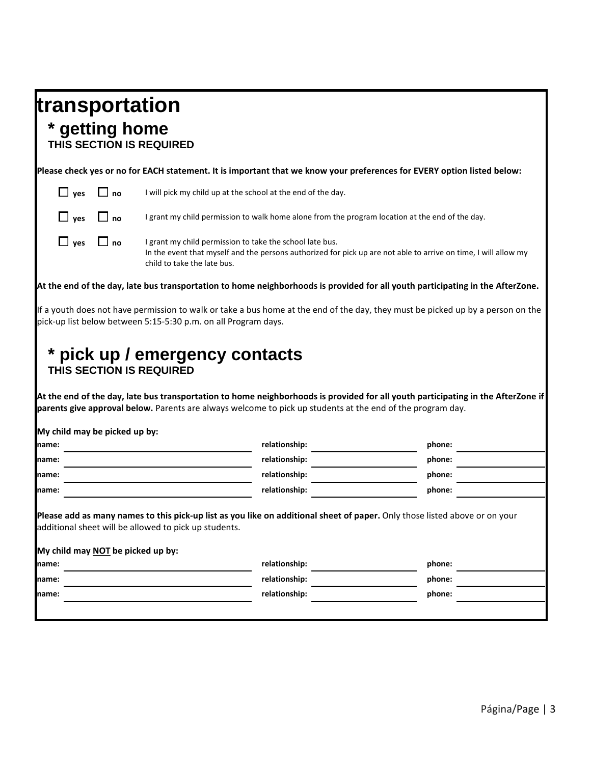# transportation

## * getting home

**THIS SECTION IS REQUIRED**

**Please check yes or no for EACH statement. It is important that we know your preferences for EVERY option listed below:**

☐ **yes** ☐ **no** I will pick my child up at the school at the end of the day.

☐ **yes** ☐ **no** I grant my child permission to walk home alone from the program location at the end of the day.

☐ **yes** ☐ **no** I grant my child permission to take the school late bus.
In the event that myself and the persons authorized for pick up are not able to arrive on time, I will allow my child to take the late bus.

**At the end of the day, late bus transportation to home neighborhoods is provided for all youth participating in the AfterZone.**

If a youth does not have permission to walk or take a bus home at the end of the day, they must be picked up by a person on the pick-up list below between 5:15-5:30 p.m. on all Program days.

## * pick up / emergency contacts

**THIS SECTION IS REQUIRED**

**At the end of the day, late bus transportation to home neighborhoods is provided for all youth participating in the AfterZone if parents give approval below.** Parents are always welcome to pick up students at the end of the program day.

**My child may be picked up by:**

| | | |
|---|---|---|
| **name:** | **relationship:** | **phone:** |
| **name:** | **relationship:** | **phone:** |
| **name:** | **relationship:** | **phone:** |
| **name:** | **relationship:** | **phone:** |

**Please add as many names to this pick-up list as you like on additional sheet of paper.** Only those listed above or on your additional sheet will be allowed to pick up students.

**My child may NOT be picked up by:**

| | | |
|---|---|---|
| **name:** | **relationship:** | **phone:** |
| **name:** | **relationship:** | **phone:** |
| **name:** | **relationship:** | **phone:** |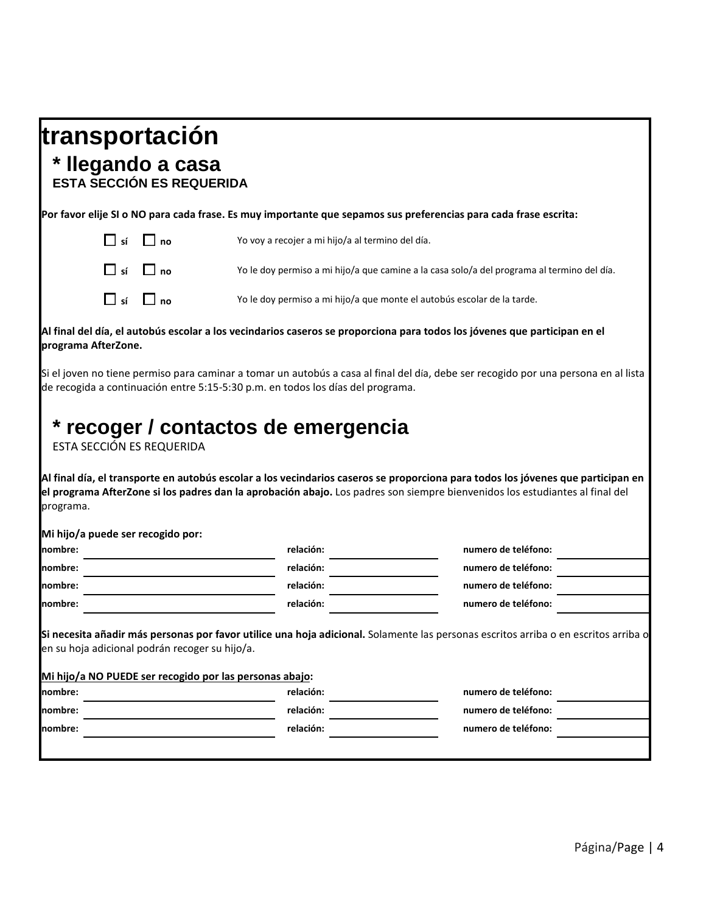# transportación

## * llegando a casa

**ESTA SECCIÓN ES REQUERIDA**

**Por favor elije SI o NO para cada frase. Es muy importante que sepamos sus preferencias para cada frase escrita:**

☐ **sí** ☐ **no** Yo voy a recojer a mi hijo/a al termino del día.

☐ **sí** ☐ **no** Yo le doy permiso a mi hijo/a que camine a la casa solo/a del programa al termino del día.

☐ **sí** ☐ **no** Yo le doy permiso a mi hijo/a que monte el autobús escolar de la tarde.

**Al final del día, el autobús escolar a los vecindarios caseros se proporciona para todos los jóvenes que participan en el programa AfterZone.**

Si el joven no tiene permiso para caminar a tomar un autobús a casa al final del día, debe ser recogido por una persona en al lista de recogida a continuación entre 5:15-5:30 p.m. en todos los días del programa.

## * recoger / contactos de emergencia

ESTA SECCIÓN ES REQUERIDA

**Al final día, el transporte en autobús escolar a los vecindarios caseros se proporciona para todos los jóvenes que participan en el programa AfterZone si los padres dan la aprobación abajo.** Los padres son siempre bienvenidos los estudiantes al final del programa.

**Mi hijo/a puede ser recogido por:**

**nombre:** ______________________ **relación:** ______________ **numero de teléfono:** ______________

**nombre:** ______________________ **relación:** ______________ **numero de teléfono:** ______________

**nombre:** ______________________ **relación:** ______________ **numero de teléfono:** ______________

**nombre:** ______________________ **relación:** ______________ **numero de teléfono:** ______________

**Si necesita añadir más personas por favor utilice una hoja adicional.** Solamente las personas escritos arriba o en escritos arriba o en su hoja adicional podrán recoger su hijo/a.

**<u>Mi hijo/a NO PUEDE ser recogido por las personas abajo</u>:**

**nombre:** ______________________ **relación:** ______________ **numero de teléfono:** ______________

**nombre:** ______________________ **relación:** ______________ **numero de teléfono:** ______________

**nombre:** ______________________ **relación:** ______________ **numero de teléfono:** ______________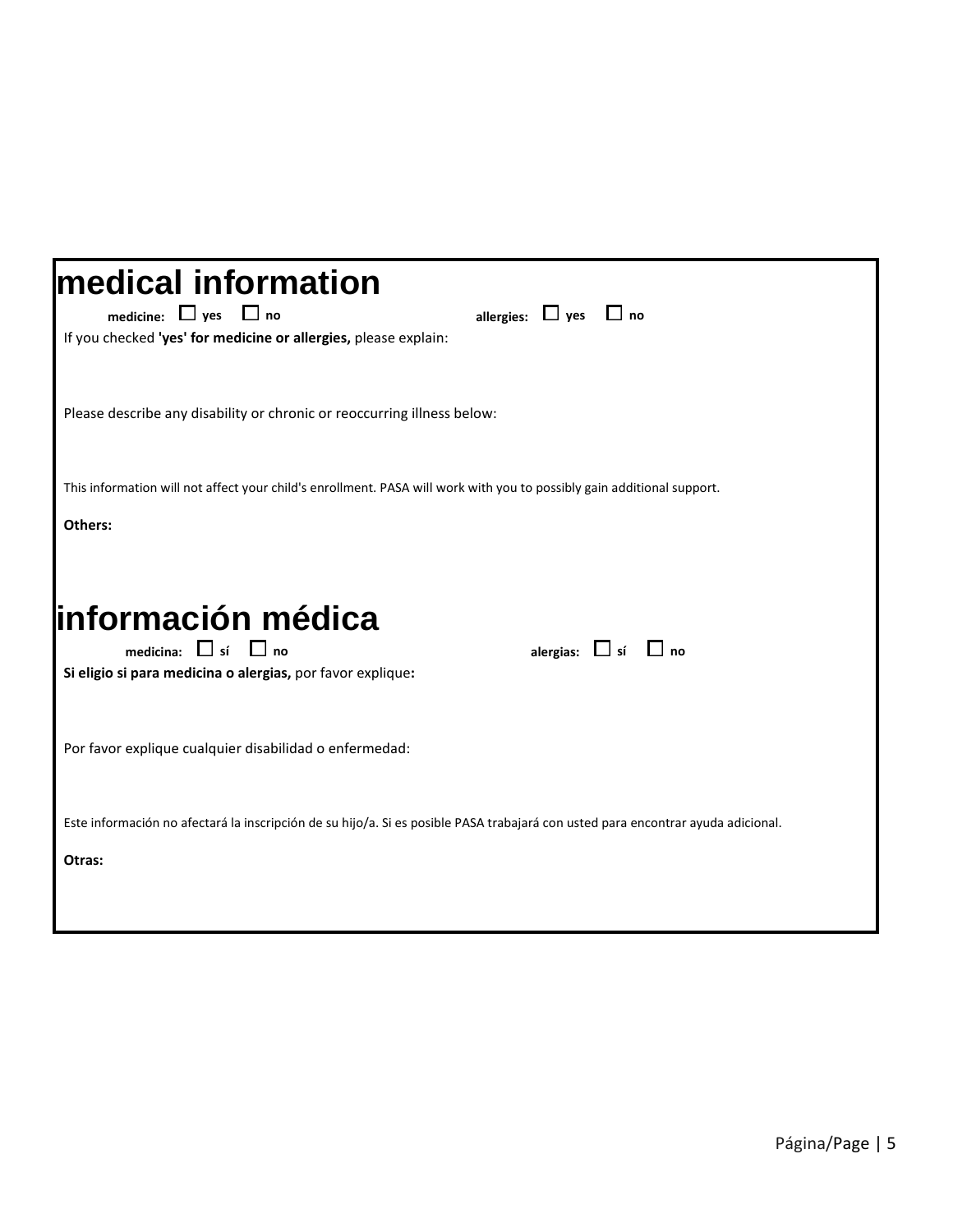# medical information

**medicine:** ☐ **yes** ☐ **no** **allergies:** ☐ **yes** ☐ **no**

If you checked **'yes' for medicine or allergies,** please explain:

Please describe any disability or chronic or reoccurring illness below:

This information will not affect your child's enrollment. PASA will work with you to possibly gain additional support.

**Others:**

# información médica

**medicina:** ☐ **sí** ☐ **no** **alergias:** ☐ **sí** ☐ **no**

**Si eligio si para medicina o alergias,** por favor explique**:**

Por favor explique cualquier disabilidad o enfermedad:

Este información no afectará la inscripción de su hijo/a. Si es posible PASA trabajará con usted para encontrar ayuda adicional.

**Otras:**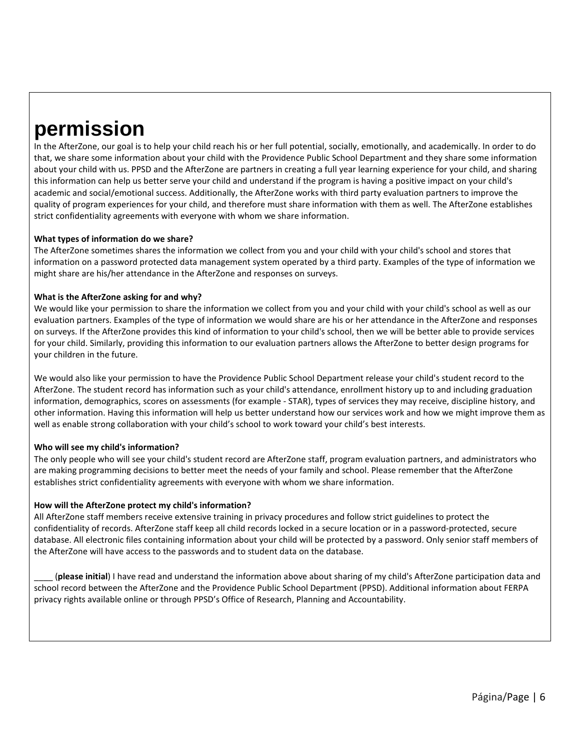# permission

In the AfterZone, our goal is to help your child reach his or her full potential, socially, emotionally, and academically. In order to do that, we share some information about your child with the Providence Public School Department and they share some information about your child with us. PPSD and the AfterZone are partners in creating a full year learning experience for your child, and sharing this information can help us better serve your child and understand if the program is having a positive impact on your child's academic and social/emotional success. Additionally, the AfterZone works with third party evaluation partners to improve the quality of program experiences for your child, and therefore must share information with them as well. The AfterZone establishes strict confidentiality agreements with everyone with whom we share information.

**What types of information do we share?**

The AfterZone sometimes shares the information we collect from you and your child with your child's school and stores that information on a password protected data management system operated by a third party. Examples of the type of information we might share are his/her attendance in the AfterZone and responses on surveys.

**What is the AfterZone asking for and why?**

We would like your permission to share the information we collect from you and your child with your child's school as well as our evaluation partners. Examples of the type of information we would share are his or her attendance in the AfterZone and responses on surveys. If the AfterZone provides this kind of information to your child's school, then we will be better able to provide services for your child. Similarly, providing this information to our evaluation partners allows the AfterZone to better design programs for your children in the future.

We would also like your permission to have the Providence Public School Department release your child's student record to the AfterZone. The student record has information such as your child's attendance, enrollment history up to and including graduation information, demographics, scores on assessments (for example - STAR), types of services they may receive, discipline history, and other information. Having this information will help us better understand how our services work and how we might improve them as well as enable strong collaboration with your child's school to work toward your child's best interests.

**Who will see my child's information?**

The only people who will see your child's student record are AfterZone staff, program evaluation partners, and administrators who are making programming decisions to better meet the needs of your family and school. Please remember that the AfterZone establishes strict confidentiality agreements with everyone with whom we share information.

**How will the AfterZone protect my child's information?**

All AfterZone staff members receive extensive training in privacy procedures and follow strict guidelines to protect the confidentiality of records. AfterZone staff keep all child records locked in a secure location or in a password-protected, secure database. All electronic files containing information about your child will be protected by a password. Only senior staff members of the AfterZone will have access to the passwords and to student data on the database.

____ (**please initial**) I have read and understand the information above about sharing of my child's AfterZone participation data and school record between the AfterZone and the Providence Public School Department (PPSD). Additional information about FERPA privacy rights available online or through PPSD's Office of Research, Planning and Accountability.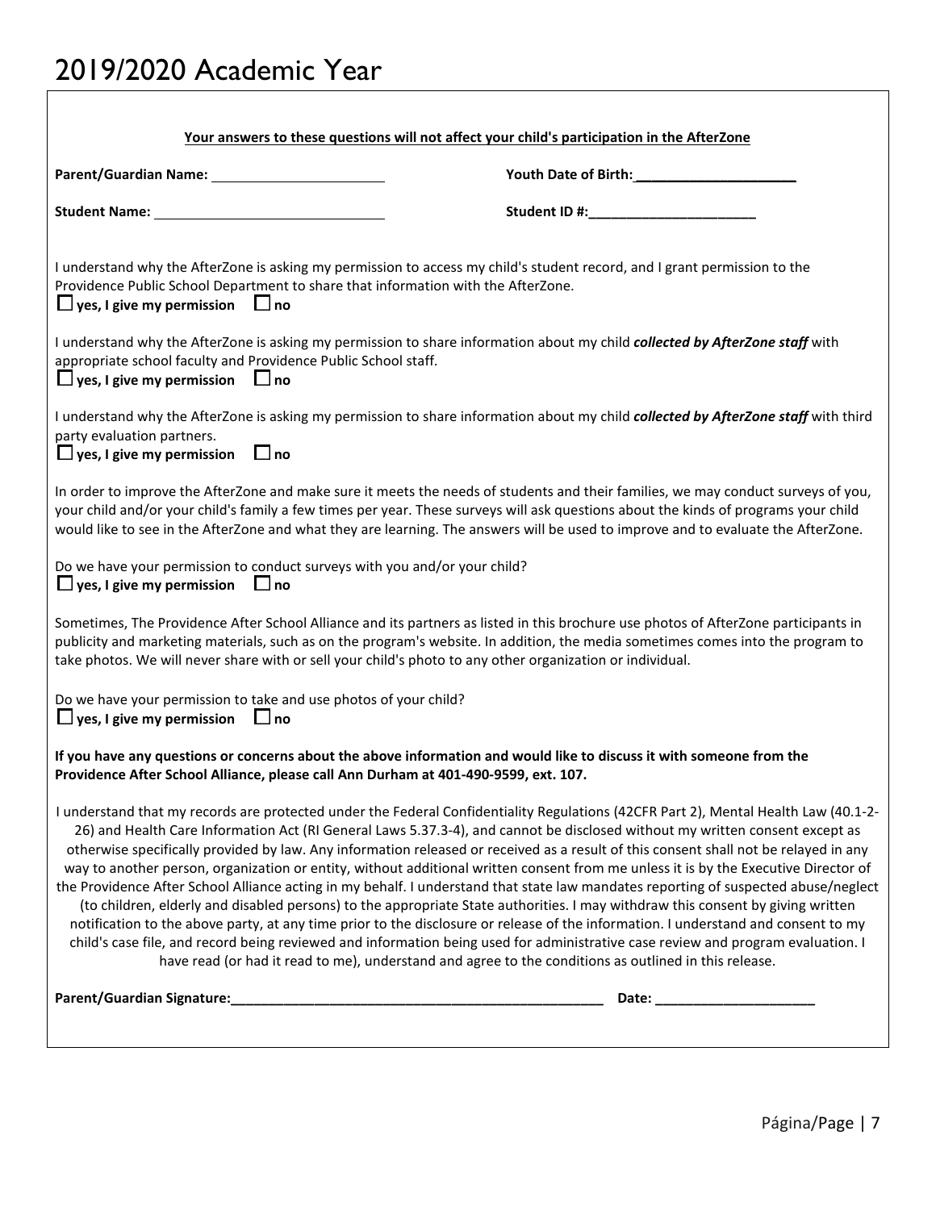# 2019/2020 Academic Year

**Your answers to these questions will not affect your child's participation in the AfterZone**

**Parent/Guardian Name:** ______________________ **Youth Date of Birth:**______________________

**Student Name:** ______________________________ **Student ID #:**______________________

I understand why the AfterZone is asking my permission to access my child's student record, and I grant permission to the Providence Public School Department to share that information with the AfterZone.

☐ **yes, I give my permission** ☐ **no**

I understand why the AfterZone is asking my permission to share information about my child ***collected by AfterZone staff*** with appropriate school faculty and Providence Public School staff.

☐ **yes, I give my permission** ☐ **no**

I understand why the AfterZone is asking my permission to share information about my child ***collected by AfterZone staff*** with third party evaluation partners.

☐ **yes, I give my permission** ☐ **no**

In order to improve the AfterZone and make sure it meets the needs of students and their families, we may conduct surveys of you, your child and/or your child's family a few times per year. These surveys will ask questions about the kinds of programs your child would like to see in the AfterZone and what they are learning. The answers will be used to improve and to evaluate the AfterZone.

Do we have your permission to conduct surveys with you and/or your child?

☐ **yes, I give my permission** ☐ **no**

Sometimes, The Providence After School Alliance and its partners as listed in this brochure use photos of AfterZone participants in publicity and marketing materials, such as on the program's website. In addition, the media sometimes comes into the program to take photos. We will never share with or sell your child's photo to any other organization or individual.

Do we have your permission to take and use photos of your child?

☐ **yes, I give my permission** ☐ **no**

**If you have any questions or concerns about the above information and would like to discuss it with someone from the Providence After School Alliance, please call Ann Durham at 401-490-9599, ext. 107.**

I understand that my records are protected under the Federal Confidentiality Regulations (42CFR Part 2), Mental Health Law (40.1-2-26) and Health Care Information Act (RI General Laws 5.37.3-4), and cannot be disclosed without my written consent except as otherwise specifically provided by law. Any information released or received as a result of this consent shall not be relayed in any way to another person, organization or entity, without additional written consent from me unless it is by the Executive Director of the Providence After School Alliance acting in my behalf. I understand that state law mandates reporting of suspected abuse/neglect (to children, elderly and disabled persons) to the appropriate State authorities. I may withdraw this consent by giving written notification to the above party, at any time prior to the disclosure or release of the information. I understand and consent to my child's case file, and record being reviewed and information being used for administrative case review and program evaluation. I have read (or had it read to me), understand and agree to the conditions as outlined in this release.

**Parent/Guardian Signature:**__________________________________________________ **Date:** ______________________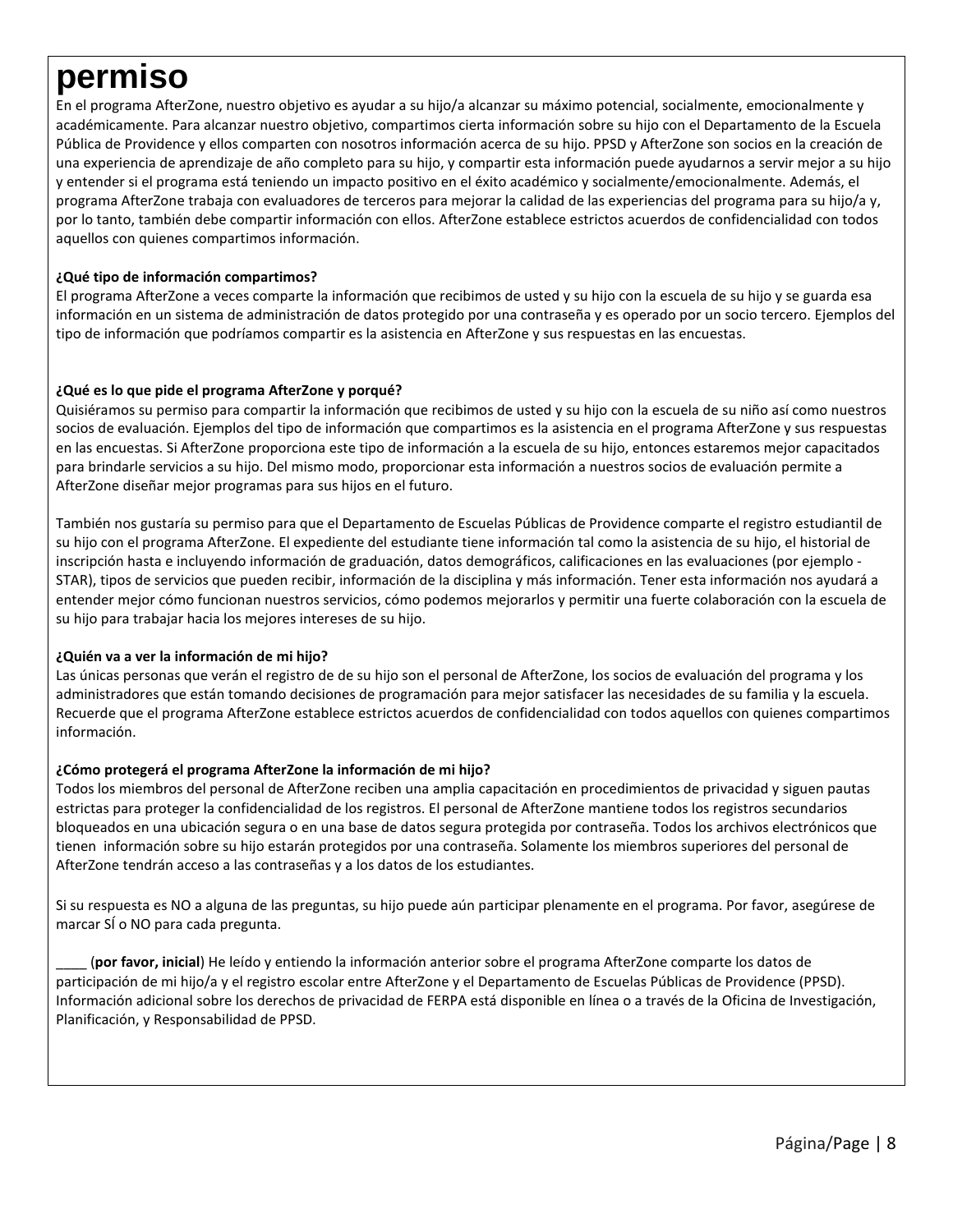# permiso

En el programa AfterZone, nuestro objetivo es ayudar a su hijo/a alcanzar su máximo potencial, socialmente, emocionalmente y académicamente. Para alcanzar nuestro objetivo, compartimos cierta información sobre su hijo con el Departamento de la Escuela Pública de Providence y ellos comparten con nosotros información acerca de su hijo. PPSD y AfterZone son socios en la creación de una experiencia de aprendizaje de año completo para su hijo, y compartir esta información puede ayudarnos a servir mejor a su hijo y entender si el programa está teniendo un impacto positivo en el éxito académico y socialmente/emocionalmente. Además, el programa AfterZone trabaja con evaluadores de terceros para mejorar la calidad de las experiencias del programa para su hijo/a y, por lo tanto, también debe compartir información con ellos. AfterZone establece estrictos acuerdos de confidencialidad con todos aquellos con quienes compartimos información.

**¿Qué tipo de información compartimos?**

El programa AfterZone a veces comparte la información que recibimos de usted y su hijo con la escuela de su hijo y se guarda esa información en un sistema de administración de datos protegido por una contraseña y es operado por un socio tercero. Ejemplos del tipo de información que podríamos compartir es la asistencia en AfterZone y sus respuestas en las encuestas.

**¿Qué es lo que pide el programa AfterZone y porqué?**

Quisiéramos su permiso para compartir la información que recibimos de usted y su hijo con la escuela de su niño así como nuestros socios de evaluación. Ejemplos del tipo de información que compartimos es la asistencia en el programa AfterZone y sus respuestas en las encuestas. Si AfterZone proporciona este tipo de información a la escuela de su hijo, entonces estaremos mejor capacitados para brindarle servicios a su hijo. Del mismo modo, proporcionar esta información a nuestros socios de evaluación permite a AfterZone diseñar mejor programas para sus hijos en el futuro.

También nos gustaría su permiso para que el Departamento de Escuelas Públicas de Providence comparte el registro estudiantil de su hijo con el programa AfterZone. El expediente del estudiante tiene información tal como la asistencia de su hijo, el historial de inscripción hasta e incluyendo información de graduación, datos demográficos, calificaciones en las evaluaciones (por ejemplo - STAR), tipos de servicios que pueden recibir, información de la disciplina y más información. Tener esta información nos ayudará a entender mejor cómo funcionan nuestros servicios, cómo podemos mejorarlos y permitir una fuerte colaboración con la escuela de su hijo para trabajar hacia los mejores intereses de su hijo.

**¿Quién va a ver la información de mi hijo?**

Las únicas personas que verán el registro de de su hijo son el personal de AfterZone, los socios de evaluación del programa y los administradores que están tomando decisiones de programación para mejor satisfacer las necesidades de su familia y la escuela. Recuerde que el programa AfterZone establece estrictos acuerdos de confidencialidad con todos aquellos con quienes compartimos información.

**¿Cómo protegerá el programa AfterZone la información de mi hijo?**

Todos los miembros del personal de AfterZone reciben una amplia capacitación en procedimientos de privacidad y siguen pautas estrictas para proteger la confidencialidad de los registros. El personal de AfterZone mantiene todos los registros secundarios bloqueados en una ubicación segura o en una base de datos segura protegida por contraseña. Todos los archivos electrónicos que tienen información sobre su hijo estarán protegidos por una contraseña. Solamente los miembros superiores del personal de AfterZone tendrán acceso a las contraseñas y a los datos de los estudiantes.

Si su respuesta es NO a alguna de las preguntas, su hijo puede aún participar plenamente en el programa. Por favor, asegúrese de marcar SÍ o NO para cada pregunta.

____ (**por favor, inicial**) He leído y entiendo la información anterior sobre el programa AfterZone comparte los datos de participación de mi hijo/a y el registro escolar entre AfterZone y el Departamento de Escuelas Públicas de Providence (PPSD). Información adicional sobre los derechos de privacidad de FERPA está disponible en línea o a través de la Oficina de Investigación, Planificación, y Responsabilidad de PPSD.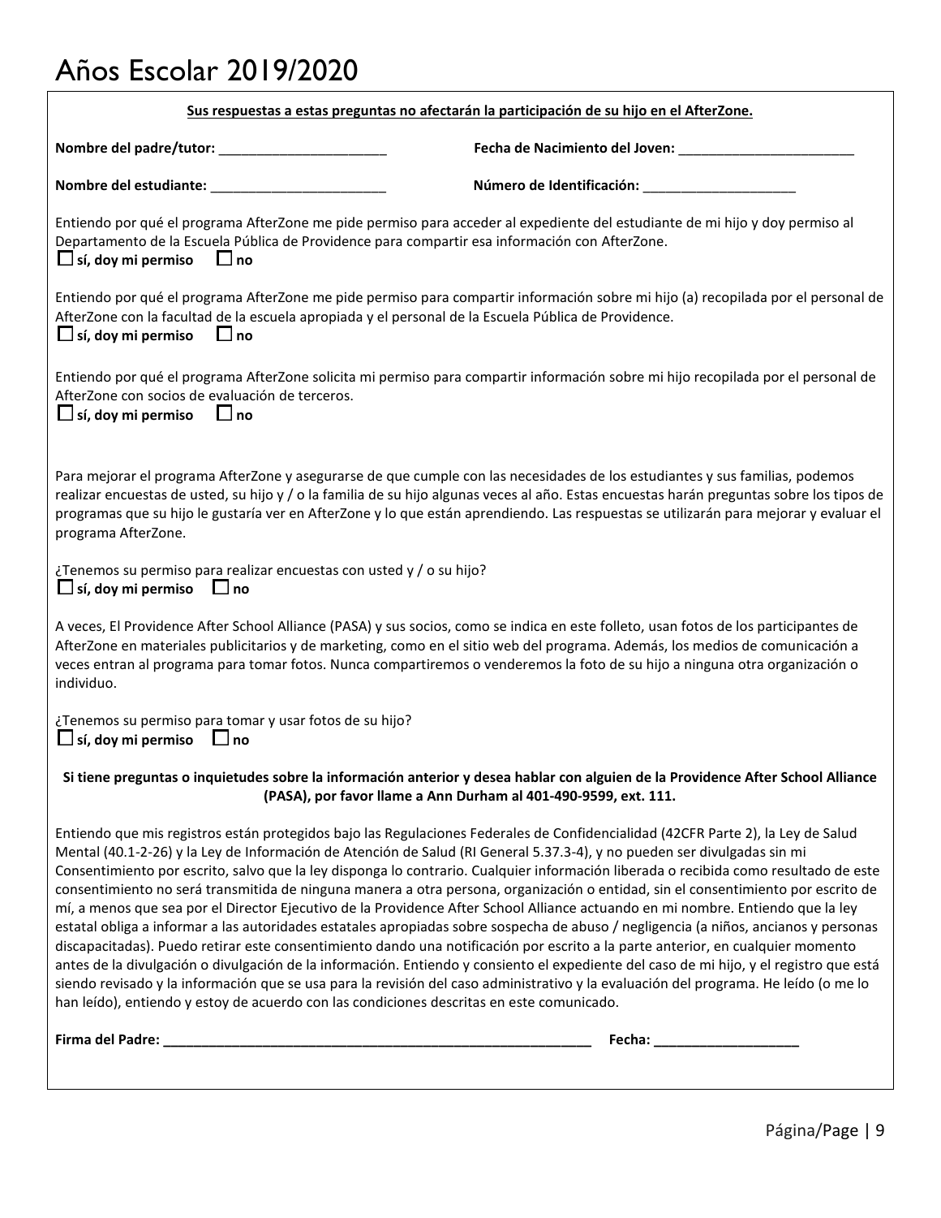# Años Escolar 2019/2020

**Sus respuestas a estas preguntas no afectarán la participación de su hijo en el AfterZone.**

**Nombre del padre/tutor:** ______________________ **Fecha de Nacimiento del Joven:** _______________________

**Nombre del estudiante:** _______________________ **Número de Identificación:** ____________________

Entiendo por qué el programa AfterZone me pide permiso para acceder al expediente del estudiante de mi hijo y doy permiso al Departamento de la Escuela Pública de Providence para compartir esa información con AfterZone.
☐ **sí, doy mi permiso** ☐ **no**

Entiendo por qué el programa AfterZone me pide permiso para compartir información sobre mi hijo (a) recopilada por el personal de AfterZone con la facultad de la escuela apropiada y el personal de la Escuela Pública de Providence.
☐ **sí, doy mi permiso** ☐ **no**

Entiendo por qué el programa AfterZone solicita mi permiso para compartir información sobre mi hijo recopilada por el personal de AfterZone con socios de evaluación de terceros.
☐ **sí, doy mi permiso** ☐ **no**

Para mejorar el programa AfterZone y asegurarse de que cumple con las necesidades de los estudiantes y sus familias, podemos realizar encuestas de usted, su hijo y / o la familia de su hijo algunas veces al año. Estas encuestas harán preguntas sobre los tipos de programas que su hijo le gustaría ver en AfterZone y lo que están aprendiendo. Las respuestas se utilizarán para mejorar y evaluar el programa AfterZone.

¿Tenemos su permiso para realizar encuestas con usted y / o su hijo?
☐ **sí, doy mi permiso** ☐ **no**

A veces, El Providence After School Alliance (PASA) y sus socios, como se indica en este folleto, usan fotos de los participantes de AfterZone en materiales publicitarios y de marketing, como en el sitio web del programa. Además, los medios de comunicación a veces entran al programa para tomar fotos. Nunca compartiremos o venderemos la foto de su hijo a ninguna otra organización o individuo.

¿Tenemos su permiso para tomar y usar fotos de su hijo?
☐ **sí, doy mi permiso** ☐ **no**

**Si tiene preguntas o inquietudes sobre la información anterior y desea hablar con alguien de la Providence After School Alliance (PASA), por favor llame a Ann Durham al 401-490-9599, ext. 111.**

Entiendo que mis registros están protegidos bajo las Regulaciones Federales de Confidencialidad (42CFR Parte 2), la Ley de Salud Mental (40.1-2-26) y la Ley de Información de Atención de Salud (RI General 5.37.3-4), y no pueden ser divulgadas sin mi Consentimiento por escrito, salvo que la ley disponga lo contrario. Cualquier información liberada o recibida como resultado de este consentimiento no será transmitida de ninguna manera a otra persona, organización o entidad, sin el consentimiento por escrito de mí, a menos que sea por el Director Ejecutivo de la Providence After School Alliance actuando en mi nombre. Entiendo que la ley estatal obliga a informar a las autoridades estatales apropiadas sobre sospecha de abuso / negligencia (a niños, ancianos y personas discapacitadas). Puedo retirar este consentimiento dando una notificación por escrito a la parte anterior, en cualquier momento antes de la divulgación o divulgación de la información. Entiendo y consiento el expediente del caso de mi hijo, y el registro que está siendo revisado y la información que se usa para la revisión del caso administrativo y la evaluación del programa. He leído (o me lo han leído), entiendo y estoy de acuerdo con las condiciones descritas en este comunicado.

**Firma del Padre:** __________________________________________________________ **Fecha:** ___________________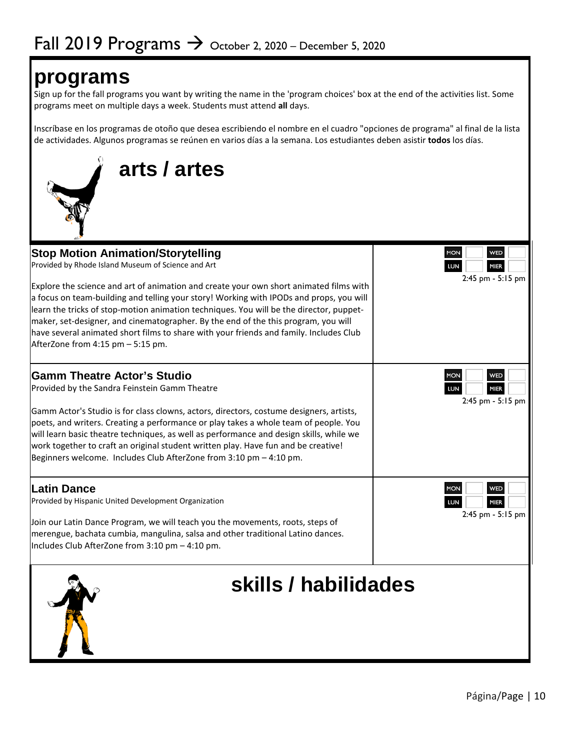# Fall 2019 Programs → October 2, 2020 – December 5, 2020

## programs

Sign up for the fall programs you want by writing the name in the 'program choices' box at the end of the activities list. Some programs meet on multiple days a week. Students must attend **all** days.

Inscríbase en los programas de otoño que desea escribiendo el nombre en el cuadro "opciones de programa" al final de la lista de actividades. Algunos programas se reúnen en varios días a la semana. Los estudiantes deben asistir **todos** los días.

## arts / artes

| | |
|---|---|
| **Stop Motion Animation/Storytelling**<br>Provided by Rhode Island Museum of Science and Art<br><br>Explore the science and art of animation and create your own short animated films with a focus on team-building and telling your story! Working with IPODs and props, you will learn the tricks of stop-motion animation techniques. You will be the director, puppet-maker, set-designer, and cinematographer. By the end of the this program, you will have several animated short films to share with your friends and family. Includes Club AfterZone from 4:15 pm – 5:15 pm. | MON / LUN ☐ WED / MIER ☐<br>2:45 pm - 5:15 pm |
| **Gamm Theatre Actor's Studio**<br>Provided by the Sandra Feinstein Gamm Theatre<br><br>Gamm Actor's Studio is for class clowns, actors, directors, costume designers, artists, poets, and writers. Creating a performance or play takes a whole team of people. You will learn basic theatre techniques, as well as performance and design skills, while we work together to craft an original student written play. Have fun and be creative! Beginners welcome. Includes Club AfterZone from 3:10 pm – 4:10 pm. | MON / LUN ☐ WED / MIER ☐<br>2:45 pm - 5:15 pm |
| **Latin Dance**<br>Provided by Hispanic United Development Organization<br><br>Join our Latin Dance Program, we will teach you the movements, roots, steps of merengue, bachata cumbia, mangulina, salsa and other traditional Latino dances. Includes Club AfterZone from 3:10 pm – 4:10 pm. | MON / LUN ☐ WED / MIER ☐<br>2:45 pm - 5:15 pm |

## skills / habilidades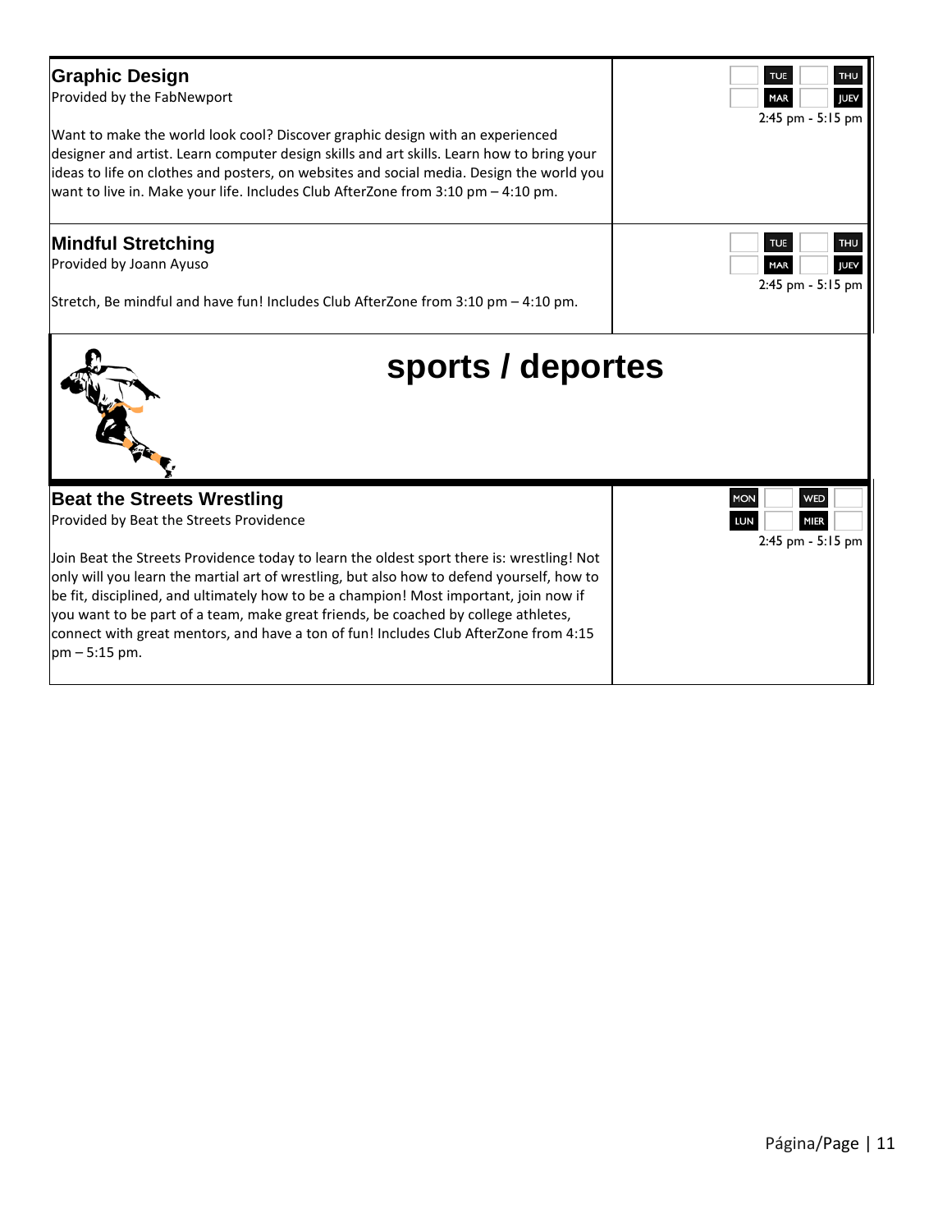### Graphic Design

Provided by the FabNewport

Want to make the world look cool? Discover graphic design with an experienced designer and artist. Learn computer design skills and art skills. Learn how to bring your ideas to life on clothes and posters, on websites and social media. Design the world you want to live in. Make your life. Includes Club AfterZone from 3:10 pm – 4:10 pm.

TUE / MAR, THU / JUEV
2:45 pm - 5:15 pm

### Mindful Stretching

Provided by Joann Ayuso

Stretch, Be mindful and have fun! Includes Club AfterZone from 3:10 pm – 4:10 pm.

TUE / MAR, THU / JUEV
2:45 pm - 5:15 pm

## sports / deportes

### Beat the Streets Wrestling

Provided by Beat the Streets Providence

Join Beat the Streets Providence today to learn the oldest sport there is: wrestling! Not only will you learn the martial art of wrestling, but also how to defend yourself, how to be fit, disciplined, and ultimately how to be a champion! Most important, join now if you want to be part of a team, make great friends, be coached by college athletes, connect with great mentors, and have a ton of fun! Includes Club AfterZone from 4:15 pm – 5:15 pm.

MON / LUN, WED / MIER
2:45 pm - 5:15 pm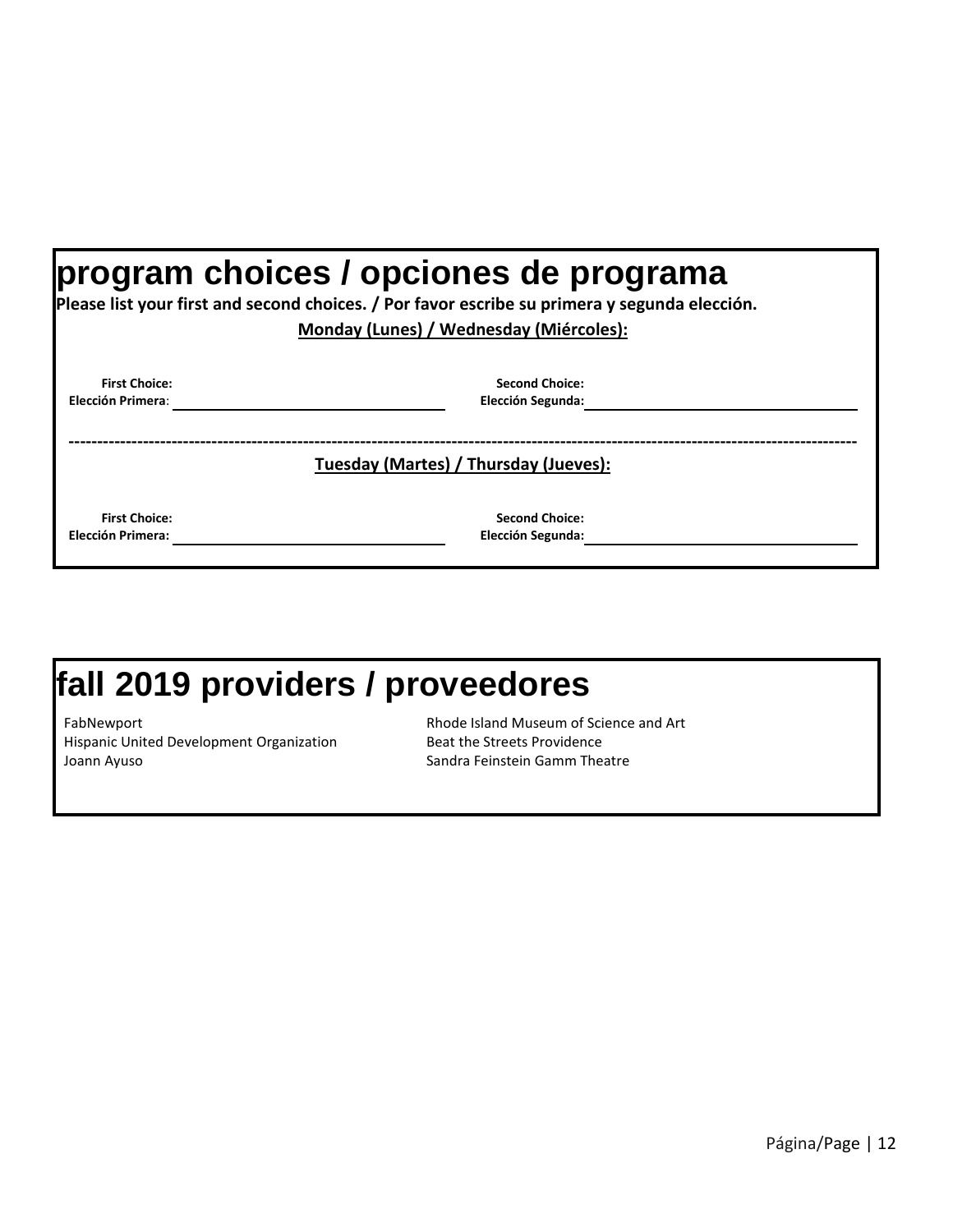# program choices / opciones de programa

**Please list your first and second choices. / Por favor escribe su primera y segunda elección.**

**Monday (Lunes) / Wednesday (Miércoles):**

**First Choice:**
**Elección Primera**: ____________________

**Second Choice:**
**Elección Segunda:** ____________________

------------------------------------------------------------------------------------------------------------------------------------

**Tuesday (Martes) / Thursday (Jueves):**

**First Choice:**
**Elección Primera:** ____________________

**Second Choice:**
**Elección Segunda:** ____________________

# fall 2019 providers / proveedores

FabNewport
Hispanic United Development Organization
Joann Ayuso
Rhode Island Museum of Science and Art
Beat the Streets Providence
Sandra Feinstein Gamm Theatre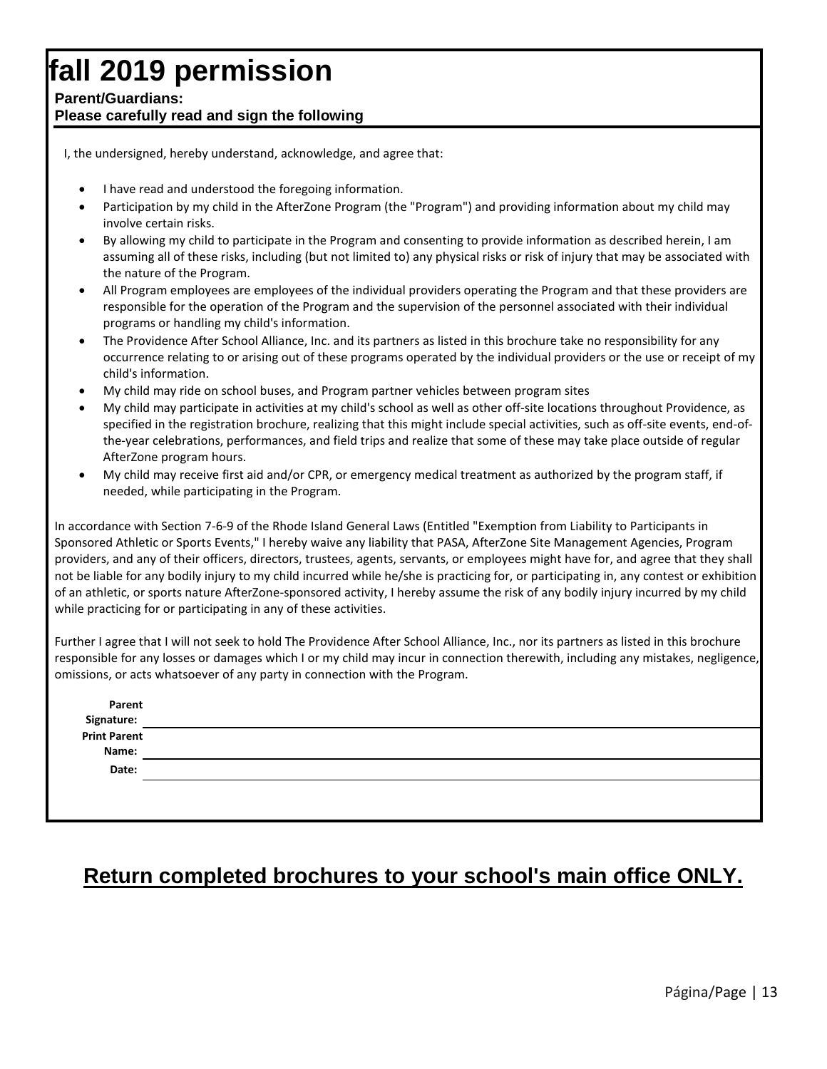# fall 2019 permission

**Parent/Guardians:**
**Please carefully read and sign the following**

I, the undersigned, hereby understand, acknowledge, and agree that:

- I have read and understood the foregoing information.
- Participation by my child in the AfterZone Program (the "Program") and providing information about my child may involve certain risks.
- By allowing my child to participate in the Program and consenting to provide information as described herein, I am assuming all of these risks, including (but not limited to) any physical risks or risk of injury that may be associated with the nature of the Program.
- All Program employees are employees of the individual providers operating the Program and that these providers are responsible for the operation of the Program and the supervision of the personnel associated with their individual programs or handling my child's information.
- The Providence After School Alliance, Inc. and its partners as listed in this brochure take no responsibility for any occurrence relating to or arising out of these programs operated by the individual providers or the use or receipt of my child's information.
- My child may ride on school buses, and Program partner vehicles between program sites
- My child may participate in activities at my child's school as well as other off-site locations throughout Providence, as specified in the registration brochure, realizing that this might include special activities, such as off-site events, end-of-the-year celebrations, performances, and field trips and realize that some of these may take place outside of regular AfterZone program hours.
- My child may receive first aid and/or CPR, or emergency medical treatment as authorized by the program staff, if needed, while participating in the Program.

In accordance with Section 7-6-9 of the Rhode Island General Laws (Entitled "Exemption from Liability to Participants in Sponsored Athletic or Sports Events," I hereby waive any liability that PASA, AfterZone Site Management Agencies, Program providers, and any of their officers, directors, trustees, agents, servants, or employees might have for, and agree that they shall not be liable for any bodily injury to my child incurred while he/she is practicing for, or participating in, any contest or exhibition of an athletic, or sports nature AfterZone-sponsored activity, I hereby assume the risk of any bodily injury incurred by my child while practicing for or participating in any of these activities.

Further I agree that I will not seek to hold The Providence After School Alliance, Inc., nor its partners as listed in this brochure responsible for any losses or damages which I or my child may incur in connection therewith, including any mistakes, negligence, omissions, or acts whatsoever of any party in connection with the Program.

**Parent Signature:** ______________________________

**Print Parent Name:** ______________________________

**Date:** ______________________________

## Return completed brochures to your school's main office ONLY.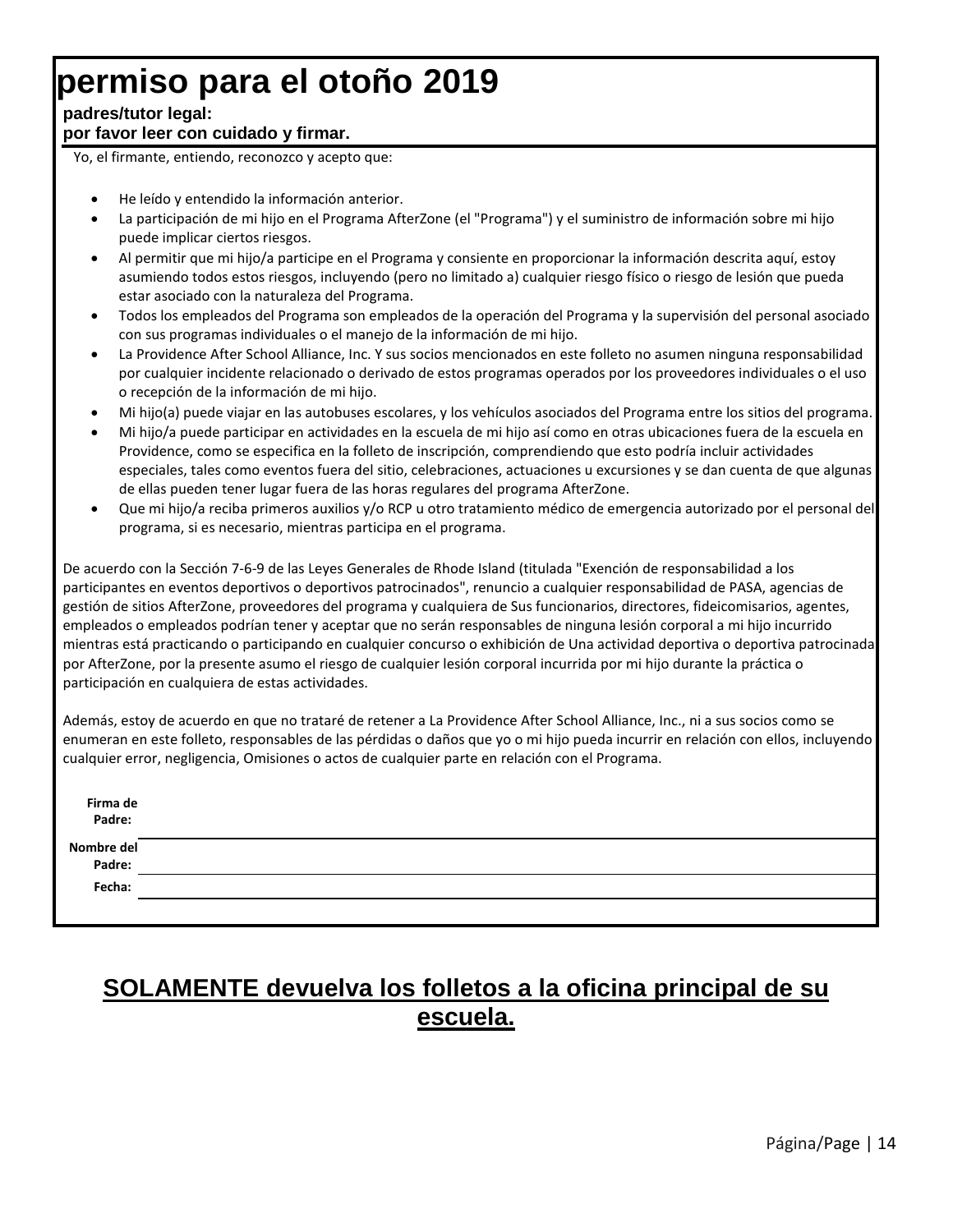# permiso para el otoño 2019

**padres/tutor legal:**
**por favor leer con cuidado y firmar.**

Yo, el firmante, entiendo, reconozco y acepto que:

- He leído y entendido la información anterior.
- La participación de mi hijo en el Programa AfterZone (el "Programa") y el suministro de información sobre mi hijo puede implicar ciertos riesgos.
- Al permitir que mi hijo/a participe en el Programa y consiente en proporcionar la información descrita aquí, estoy asumiendo todos estos riesgos, incluyendo (pero no limitado a) cualquier riesgo físico o riesgo de lesión que pueda estar asociado con la naturaleza del Programa.
- Todos los empleados del Programa son empleados de la operación del Programa y la supervisión del personal asociado con sus programas individuales o el manejo de la información de mi hijo.
- La Providence After School Alliance, Inc. Y sus socios mencionados en este folleto no asumen ninguna responsabilidad por cualquier incidente relacionado o derivado de estos programas operados por los proveedores individuales o el uso o recepción de la información de mi hijo.
- Mi hijo(a) puede viajar en las autobuses escolares, y los vehículos asociados del Programa entre los sitios del programa.
- Mi hijo/a puede participar en actividades en la escuela de mi hijo así como en otras ubicaciones fuera de la escuela en Providence, como se especifica en la folleto de inscripción, comprendiendo que esto podría incluir actividades especiales, tales como eventos fuera del sitio, celebraciones, actuaciones u excursiones y se dan cuenta de que algunas de ellas pueden tener lugar fuera de las horas regulares del programa AfterZone.
- Que mi hijo/a reciba primeros auxilios y/o RCP u otro tratamiento médico de emergencia autorizado por el personal del programa, si es necesario, mientras participa en el programa.

De acuerdo con la Sección 7-6-9 de las Leyes Generales de Rhode Island (titulada "Exención de responsabilidad a los participantes en eventos deportivos o deportivos patrocinados", renuncio a cualquier responsabilidad de PASA, agencias de gestión de sitios AfterZone, proveedores del programa y cualquiera de Sus funcionarios, directores, fideicomisarios, agentes, empleados o empleados podrían tener y aceptar que no serán responsables de ninguna lesión corporal a mi hijo incurrido mientras está practicando o participando en cualquier concurso o exhibición de Una actividad deportiva o deportiva patrocinada por AfterZone, por la presente asumo el riesgo de cualquier lesión corporal incurrida por mi hijo durante la práctica o participación en cualquiera de estas actividades.

Además, estoy de acuerdo en que no trataré de retener a La Providence After School Alliance, Inc., ni a sus socios como se enumeran en este folleto, responsables de las pérdidas o daños que yo o mi hijo pueda incurrir en relación con ellos, incluyendo cualquier error, negligencia, Omisiones o actos de cualquier parte en relación con el Programa.

**Firma de Padre:** ______________________________

**Nombre del Padre:** ______________________________

**Fecha:** ______________________________

## SOLAMENTE devuelva los folletos a la oficina principal de su escuela.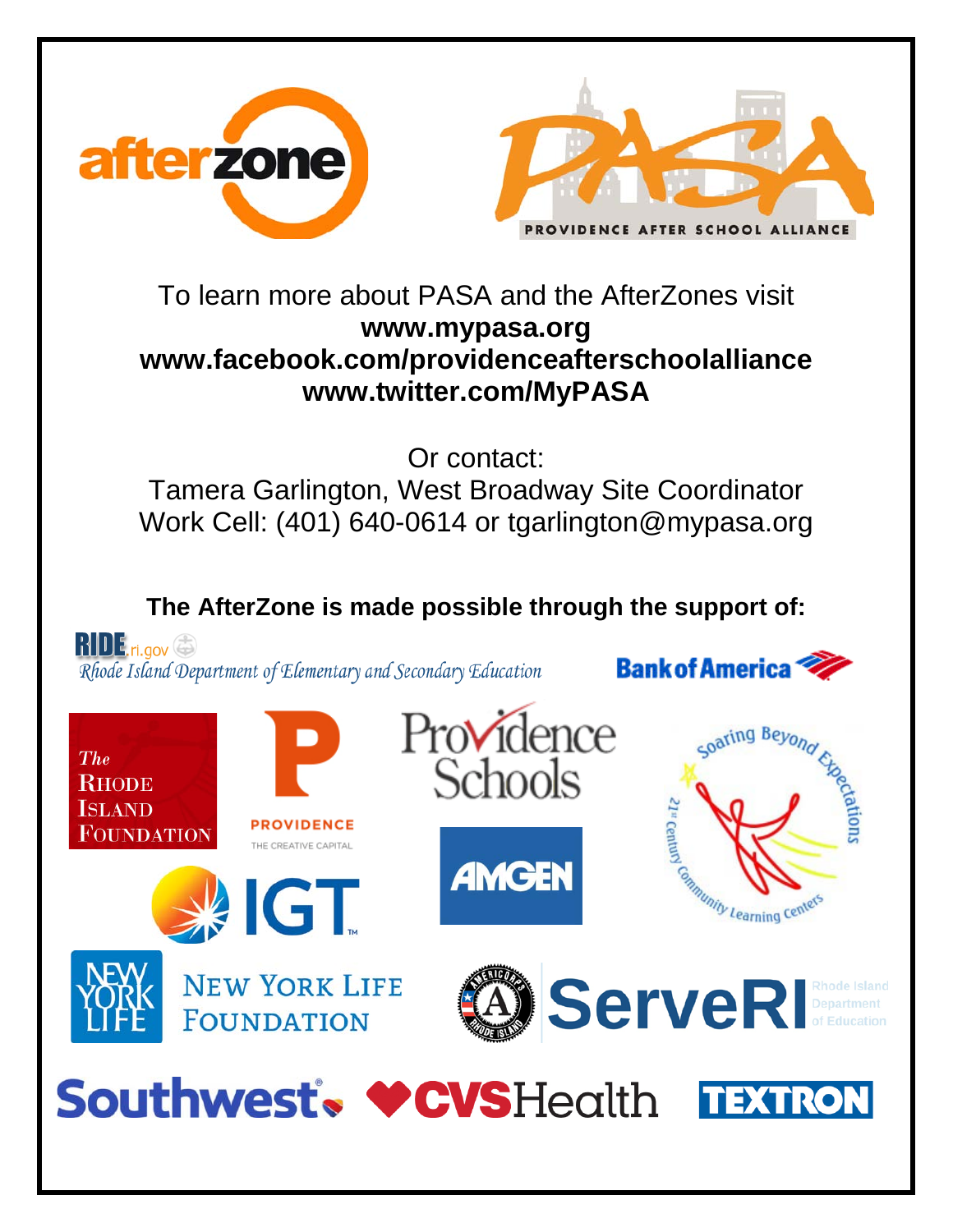afterzone

PASA

PROVIDENCE AFTER SCHOOL ALLIANCE

To learn more about PASA and the AfterZones visit
**www.mypasa.org**
**www.facebook.com/providenceafterschoolalliance**
**www.twitter.com/MyPASA**

Or contact:
Tamera Garlington, West Broadway Site Coordinator
Work Cell: (401) 640-0614 or tgarlington@mypasa.org

**The AfterZone is made possible through the support of:**

RIDE ri.gov
*Rhode Island Department of Elementary and Secondary Education*

Bank of America

The Rhode Island Foundation

PROVIDENCE
THE CREATIVE CAPITAL

Providence Schools

Soaring Beyond Expectations
21st Century Community Learning Centers

AMGEN

IGT

NEW YORK LIFE FOUNDATION

ServeRI
Rhode Island Department of Education

Southwest CVSHealth TEXTRON